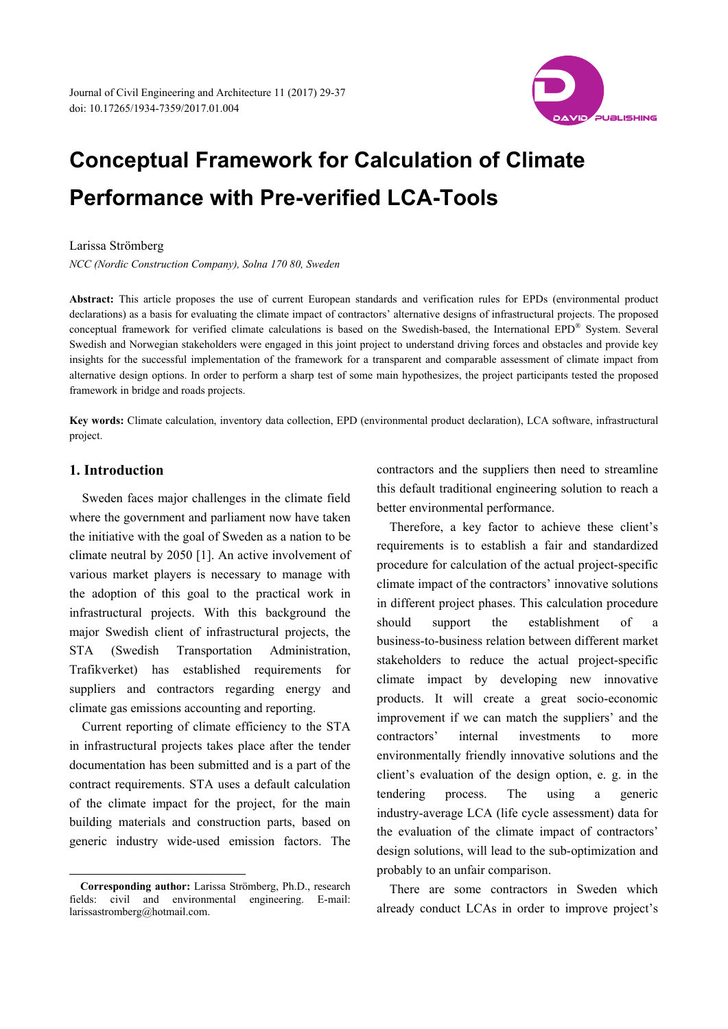# Conceptual Framework for Calculation of Climate Performance with Pre-verified LCA-Tools

Larissa Strömberg

*NCC (Nordic Construction Company), Solna 170 80, Sweden*

**Abstract:** This article proposes the use of current European standards and verification rules for EPDs (environmental product declarations) as a basis for evaluating the climate impact of contractors' alternative designs of infrastructural projects. The proposed conceptual framework for verified climate calculations is based on the Swedish-based, the International EPD® System. Several Swedish and Norwegian stakeholders were engaged in this joint project to understand driving forces and obstacles and provide key insights for the successful implementation of the framework for a transparent and comparable assessment of climate impact from alternative design options. In order to perform a sharp test of some main hypothesizes, the project participants tested the proposed framework in bridge and roads projects.

**Key words:** Climate calculation, inventory data collection, EPD (environmental product declaration), LCA software, infrastructural project.

## 1. Introduction

Sweden faces major challenges in the climate field where the government and parliament now have taken the initiative with the goal of Sweden as a nation to be climate neutral by 2050 [1]. An active involvement of various market players is necessary to manage with the adoption of this goal to the practical work in infrastructural projects. With this background the major Swedish client of infrastructural projects, the STA (Swedish Transportation Administration, Trafikverket) has established requirements for suppliers and contractors regarding energy and climate gas emissions accounting and reporting.

Current reporting of climate efficiency to the STA in infrastructural projects takes place after the tender documentation has been submitted and is a part of the contract requirements. STA uses a default calculation of the climate impact for the project, for the main building materials and construction parts, based on generic industry wide-used emission factors. The contractors and the suppliers then need to streamline this default traditional engineering solution to reach a better environmental performance.

Therefore, a key factor to achieve these client's requirements is to establish a fair and standardized procedure for calculation of the actual project-specific climate impact of the contractors' innovative solutions in different project phases. This calculation procedure should support the establishment of a business-to-business relation between different market stakeholders to reduce the actual project-specific climate impact by developing new innovative products. It will create a great socio-economic improvement if we can match the suppliers' and the contractors' internal investments to more environmentally friendly innovative solutions and the client's evaluation of the design option, e. g. in the tendering process. The using a generic industry-average LCA (life cycle assessment) data for the evaluation of the climate impact of contractors' design solutions, will lead to the sub-optimization and probably to an unfair comparison.

There are some contractors in Sweden which already conduct LCAs in order to improve project's

---

**Corresponding author:** Larissa Strömberg, Ph.D., research fields: civil and environmental engineering. E-mail: larissastromberg@hotmail.com.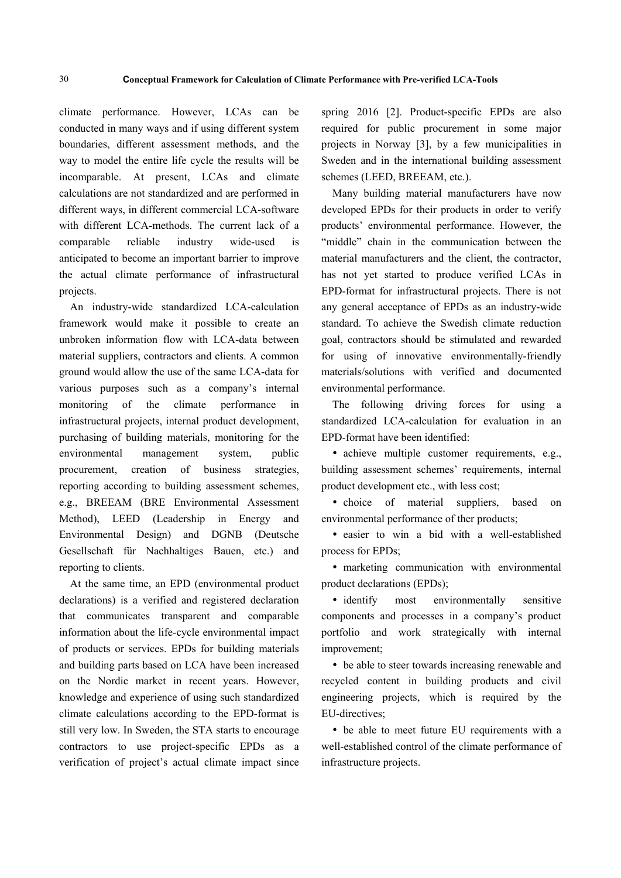climate performance. However, LCAs can be conducted in many ways and if using different system boundaries, different assessment methods, and the way to model the entire life cycle the results will be incomparable. At present, LCAs and climate calculations are not standardized and are performed in different ways, in different commercial LCA-software with different LCA-methods. The current lack of a comparable reliable industry wide-used is anticipated to become an important barrier to improve the actual climate performance of infrastructural projects.

An industry-wide standardized LCA-calculation framework would make it possible to create an unbroken information flow with LCA-data between material suppliers, contractors and clients. A common ground would allow the use of the same LCA-data for various purposes such as a company's internal monitoring of the climate performance in infrastructural projects, internal product development, purchasing of building materials, monitoring for the environmental management system, public procurement, creation of business strategies, reporting according to building assessment schemes, e.g., BREEAM (BRE Environmental Assessment Method), LEED (Leadership in Energy and Environmental Design) and DGNB (Deutsche Gesellschaft für Nachhaltiges Bauen, etc.) and reporting to clients.

At the same time, an EPD (environmental product declarations) is a verified and registered declaration that communicates transparent and comparable information about the life-cycle environmental impact of products or services. EPDs for building materials and building parts based on LCA have been increased on the Nordic market in recent years. However, knowledge and experience of using such standardized climate calculations according to the EPD-format is still very low. In Sweden, the STA starts to encourage contractors to use project-specific EPDs as a verification of project's actual climate impact since spring 2016 [2]. Product-specific EPDs are also required for public procurement in some major projects in Norway [3], by a few municipalities in Sweden and in the international building assessment schemes (LEED, BREEAM, etc.).

Many building material manufacturers have now developed EPDs for their products in order to verify products' environmental performance. However, the "middle" chain in the communication between the material manufacturers and the client, the contractor, has not yet started to produce verified LCAs in EPD-format for infrastructural projects. There is not any general acceptance of EPDs as an industry-wide standard. To achieve the Swedish climate reduction goal, contractors should be stimulated and rewarded for using of innovative environmentally-friendly materials/solutions with verified and documented environmental performance.

The following driving forces for using a standardized LCA-calculation for evaluation in an EPD-format have been identified:

- achieve multiple customer requirements, e.g., building assessment schemes' requirements, internal product development etc., with less cost;
- choice of material suppliers, based on environmental performance of ther products;
- easier to win a bid with a well-established process for EPDs;
- marketing communication with environmental product declarations (EPDs);
- identify most environmentally sensitive components and processes in a company's product portfolio and work strategically with internal improvement;
- be able to steer towards increasing renewable and recycled content in building products and civil engineering projects, which is required by the EU-directives;
- be able to meet future EU requirements with a well-established control of the climate performance of infrastructure projects.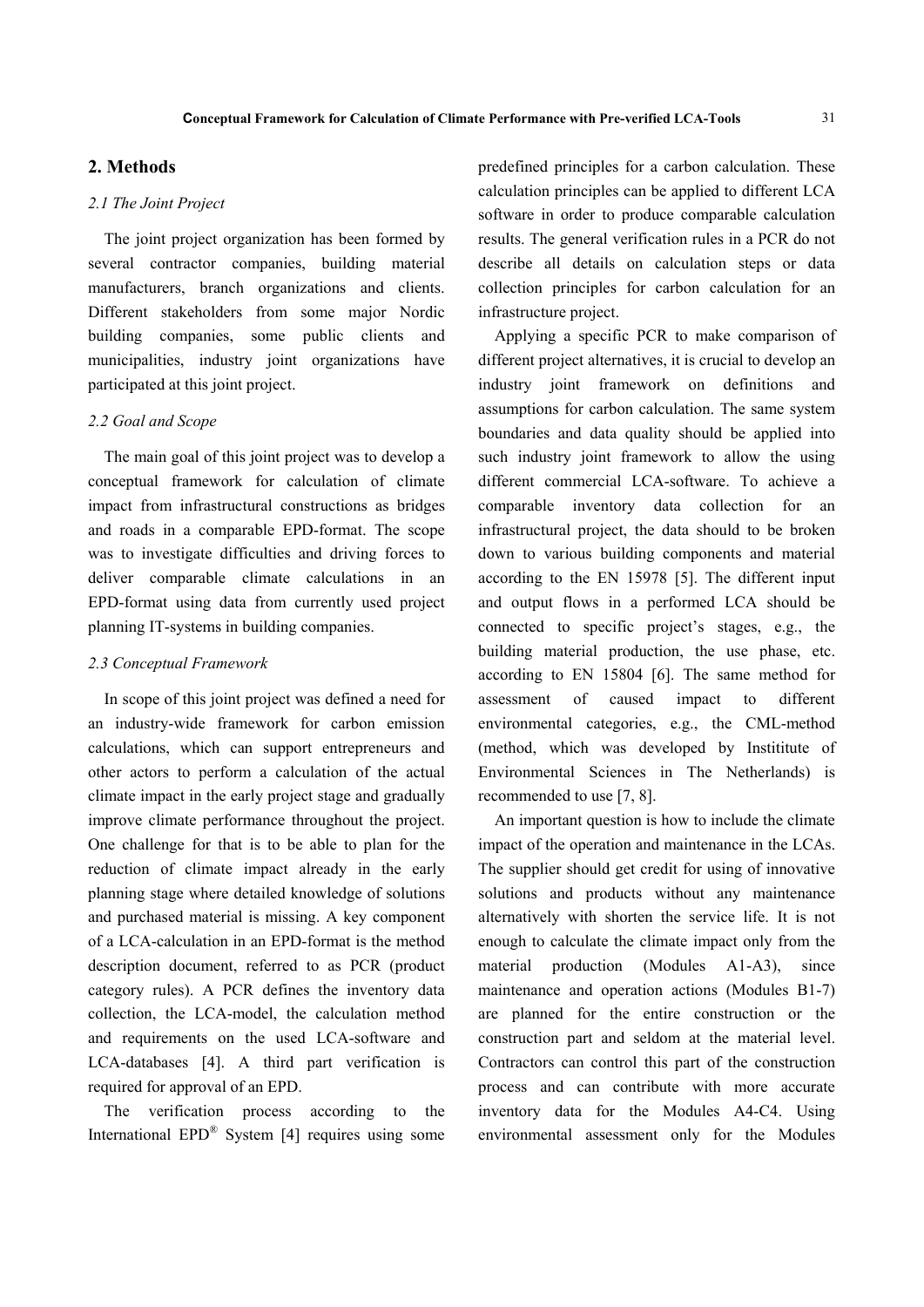## 2. Methods

### *2.1 The Joint Project*

The joint project organization has been formed by several contractor companies, building material manufacturers, branch organizations and clients. Different stakeholders from some major Nordic building companies, some public clients and municipalities, industry joint organizations have participated at this joint project.

### *2.2 Goal and Scope*

The main goal of this joint project was to develop a conceptual framework for calculation of climate impact from infrastructural constructions as bridges and roads in a comparable EPD-format. The scope was to investigate difficulties and driving forces to deliver comparable climate calculations in an EPD-format using data from currently used project planning IT-systems in building companies.

### *2.3 Conceptual Framework*

In scope of this joint project was defined a need for an industry-wide framework for carbon emission calculations, which can support entrepreneurs and other actors to perform a calculation of the actual climate impact in the early project stage and gradually improve climate performance throughout the project. One challenge for that is to be able to plan for the reduction of climate impact already in the early planning stage where detailed knowledge of solutions and purchased material is missing. A key component of a LCA-calculation in an EPD-format is the method description document, referred to as PCR (product category rules). A PCR defines the inventory data collection, the LCA-model, the calculation method and requirements on the used LCA-software and LCA-databases [4]. A third part verification is required for approval of an EPD.

The verification process according to the International EPD® System [4] requires using some predefined principles for a carbon calculation. These calculation principles can be applied to different LCA software in order to produce comparable calculation results. The general verification rules in a PCR do not describe all details on calculation steps or data collection principles for carbon calculation for an infrastructure project.

Applying a specific PCR to make comparison of different project alternatives, it is crucial to develop an industry joint framework on definitions and assumptions for carbon calculation. The same system boundaries and data quality should be applied into such industry joint framework to allow the using different commercial LCA-software. To achieve a comparable inventory data collection for an infrastructural project, the data should to be broken down to various building components and material according to the EN 15978 [5]. The different input and output flows in a performed LCA should be connected to specific project's stages, e.g., the building material production, the use phase, etc. according to EN 15804 [6]. The same method for assessment of caused impact to different environmental categories, e.g., the CML-method (method, which was developed by Instititute of Environmental Sciences in The Netherlands) is recommended to use [7, 8].

An important question is how to include the climate impact of the operation and maintenance in the LCAs. The supplier should get credit for using of innovative solutions and products without any maintenance alternatively with shorten the service life. It is not enough to calculate the climate impact only from the material production (Modules A1-A3), since maintenance and operation actions (Modules B1-7) are planned for the entire construction or the construction part and seldom at the material level. Contractors can control this part of the construction process and can contribute with more accurate inventory data for the Modules A4-C4. Using environmental assessment only for the Modules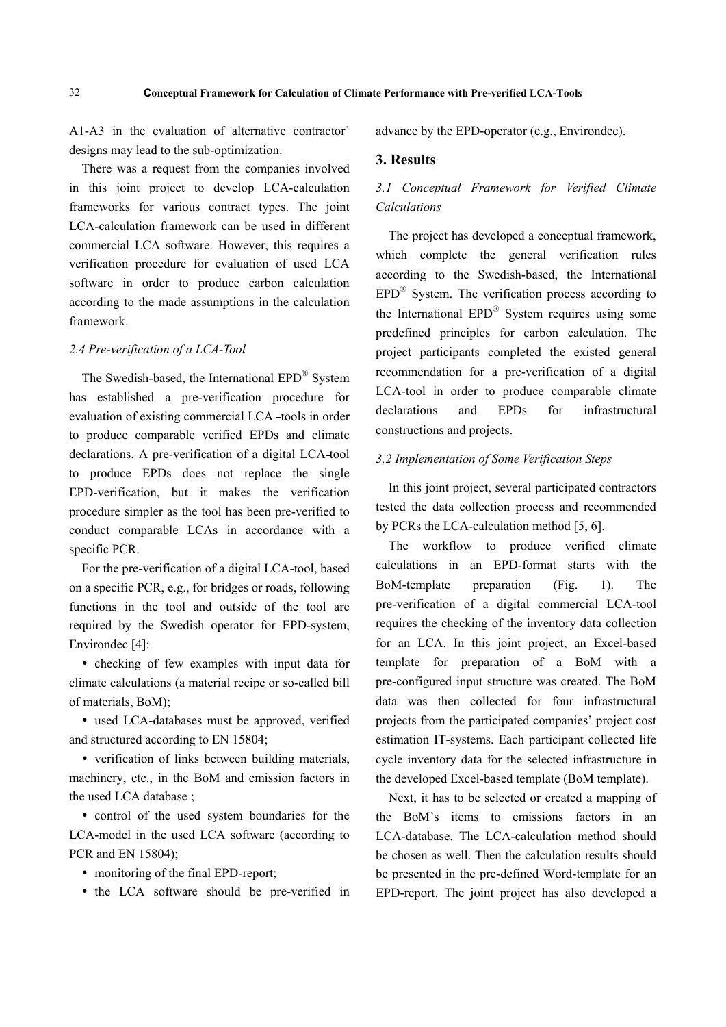A1-A3 in the evaluation of alternative contractor' designs may lead to the sub-optimization.

There was a request from the companies involved in this joint project to develop LCA-calculation frameworks for various contract types. The joint LCA-calculation framework can be used in different commercial LCA software. However, this requires a verification procedure for evaluation of used LCA software in order to produce carbon calculation according to the made assumptions in the calculation framework.

### *2.4 Pre-verification of a LCA-Tool*

The Swedish-based, the International EPD® System has established a pre-verification procedure for evaluation of existing commercial LCA -tools in order to produce comparable verified EPDs and climate declarations. A pre-verification of a digital LCA-tool to produce EPDs does not replace the single EPD-verification, but it makes the verification procedure simpler as the tool has been pre-verified to conduct comparable LCAs in accordance with a specific PCR.

For the pre-verification of a digital LCA-tool, based on a specific PCR, e.g., for bridges or roads, following functions in the tool and outside of the tool are required by the Swedish operator for EPD-system, Environdec [4]:

- checking of few examples with input data for climate calculations (a material recipe or so-called bill of materials, BoM);
- used LCA-databases must be approved, verified and structured according to EN 15804;
- verification of links between building materials, machinery, etc., in the BoM and emission factors in the used LCA database ;
- control of the used system boundaries for the LCA-model in the used LCA software (according to PCR and EN 15804);
- monitoring of the final EPD-report;
- the LCA software should be pre-verified in advance by the EPD-operator (e.g., Environdec).

## 3. Results

### *3.1 Conceptual Framework for Verified Climate Calculations*

The project has developed a conceptual framework, which complete the general verification rules according to the Swedish-based, the International EPD® System. The verification process according to the International EPD® System requires using some predefined principles for carbon calculation. The project participants completed the existed general recommendation for a pre-verification of a digital LCA-tool in order to produce comparable climate declarations and EPDs for infrastructural constructions and projects.

### *3.2 Implementation of Some Verification Steps*

In this joint project, several participated contractors tested the data collection process and recommended by PCRs the LCA-calculation method [5, 6].

The workflow to produce verified climate calculations in an EPD-format starts with the BoM-template preparation (Fig. 1). The pre-verification of a digital commercial LCA-tool requires the checking of the inventory data collection for an LCA. In this joint project, an Excel-based template for preparation of a BoM with a pre-configured input structure was created. The BoM data was then collected for four infrastructural projects from the participated companies' project cost estimation IT-systems. Each participant collected life cycle inventory data for the selected infrastructure in the developed Excel-based template (BoM template).

Next, it has to be selected or created a mapping of the BoM's items to emissions factors in an LCA-database. The LCA-calculation method should be chosen as well. Then the calculation results should be presented in the pre-defined Word-template for an EPD-report. The joint project has also developed a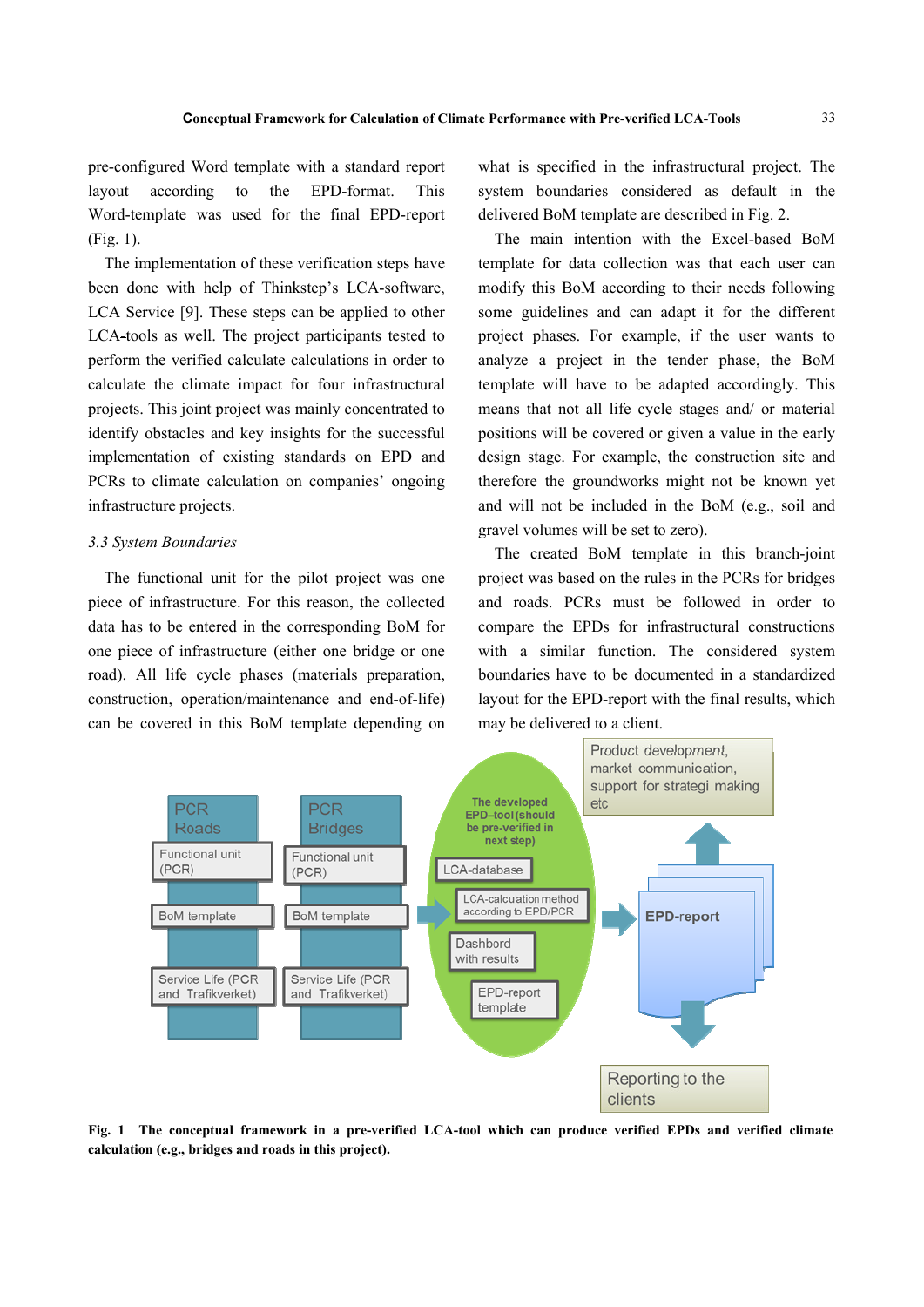pre-configured Word template with a standard report layout according to the EPD-format. This Word-template was used for the final EPD-report (Fig. 1).

The implementation of these verification steps have been done with help of Thinkstep's LCA-software, LCA Service [9]. These steps can be applied to other LCA-tools as well. The project participants tested to perform the verified calculate calculations in order to calculate the climate impact for four infrastructural projects. This joint project was mainly concentrated to identify obstacles and key insights for the successful implementation of existing standards on EPD and PCRs to climate calculation on companies' ongoing infrastructure projects.

### 3.3 System Boundaries

The functional unit for the pilot project was one piece of infrastructure. For this reason, the collected data has to be entered in the corresponding BoM for one piece of infrastructure (either one bridge or one road). All life cycle phases (materials preparation, construction, operation/maintenance and end-of-life) can be covered in this BoM template depending on what is specified in the infrastructural project. The system boundaries considered as default in the delivered BoM template are described in Fig. 2.

The main intention with the Excel-based BoM template for data collection was that each user can modify this BoM according to their needs following some guidelines and can adapt it for the different project phases. For example, if the user wants to analyze a project in the tender phase, the BoM template will have to be adapted accordingly. This means that not all life cycle stages and/ or material positions will be covered or given a value in the early design stage. For example, the construction site and therefore the groundworks might not be known yet and will not be included in the BoM (e.g., soil and gravel volumes will be set to zero).

The created BoM template in this branch-joint project was based on the rules in the PCRs for bridges and roads. PCRs must be followed in order to compare the EPDs for infrastructural constructions with a similar function. The considered system boundaries have to be documented in a standardized layout for the EPD-report with the final results, which may be delivered to a client.

**Fig. 1 The conceptual framework in a pre-verified LCA-tool which can produce verified EPDs and verified climate calculation (e.g., bridges and roads in this project).**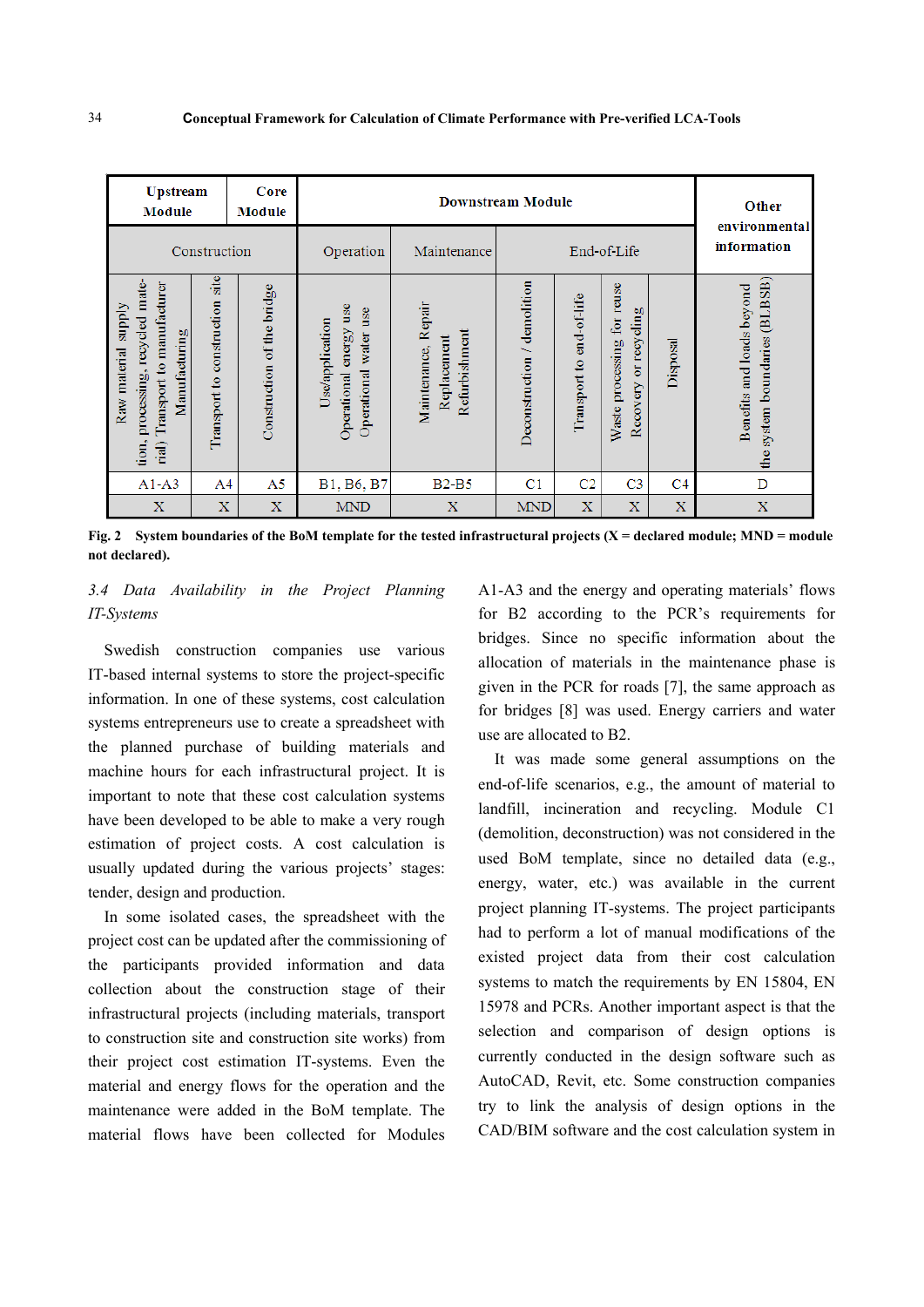| Upstream Module | | Core Module | Downstream Module | | | | | | | Other environmental information |
|---|---|---|---|---|---|---|---|---|---|---|
| Construction | | | Operation | Maintenance | End-of-Life | | | | | |
| Raw material supply (extraction, processing, recycled material) Transport to manufacturer Manufacturing | Transport to construction site | Construction of the bridge | Use/application Operational energy use Operational water use | Maintenance, Repair Replacement Refurbishment | Deconstruction / demolition | Transport to end-of-life | Waste processing for reuse Recovery or recycling | Disposal | | Benefits and loads beyond the system boundaries (BLBSB) |
| A1-A3 | A4 | A5 | B1, B6, B7 | B2-B5 | C1 | C2 | C3 | C4 | | D |
| X | X | X | MND | X | MND | X | X | X | | X |

**Fig. 2 System boundaries of the BoM template for the tested infrastructural projects (X = declared module; MND = module not declared).**

### *3.4 Data Availability in the Project Planning IT-Systems*

Swedish construction companies use various IT-based internal systems to store the project-specific information. In one of these systems, cost calculation systems entrepreneurs use to create a spreadsheet with the planned purchase of building materials and machine hours for each infrastructural project. It is important to note that these cost calculation systems have been developed to be able to make a very rough estimation of project costs. A cost calculation is usually updated during the various projects' stages: tender, design and production.

In some isolated cases, the spreadsheet with the project cost can be updated after the commissioning of the participants provided information and data collection about the construction stage of their infrastructural projects (including materials, transport to construction site and construction site works) from their project cost estimation IT-systems. Even the material and energy flows for the operation and the maintenance were added in the BoM template. The material flows have been collected for Modules A1-A3 and the energy and operating materials' flows for B2 according to the PCR's requirements for bridges. Since no specific information about the allocation of materials in the maintenance phase is given in the PCR for roads [7], the same approach as for bridges [8] was used. Energy carriers and water use are allocated to B2.

It was made some general assumptions on the end-of-life scenarios, e.g., the amount of material to landfill, incineration and recycling. Module C1 (demolition, deconstruction) was not considered in the used BoM template, since no detailed data (e.g., energy, water, etc.) was available in the current project planning IT-systems. The project participants had to perform a lot of manual modifications of the existed project data from their cost calculation systems to match the requirements by EN 15804, EN 15978 and PCRs. Another important aspect is that the selection and comparison of design options is currently conducted in the design software such as AutoCAD, Revit, etc. Some construction companies try to link the analysis of design options in the CAD/BIM software and the cost calculation system in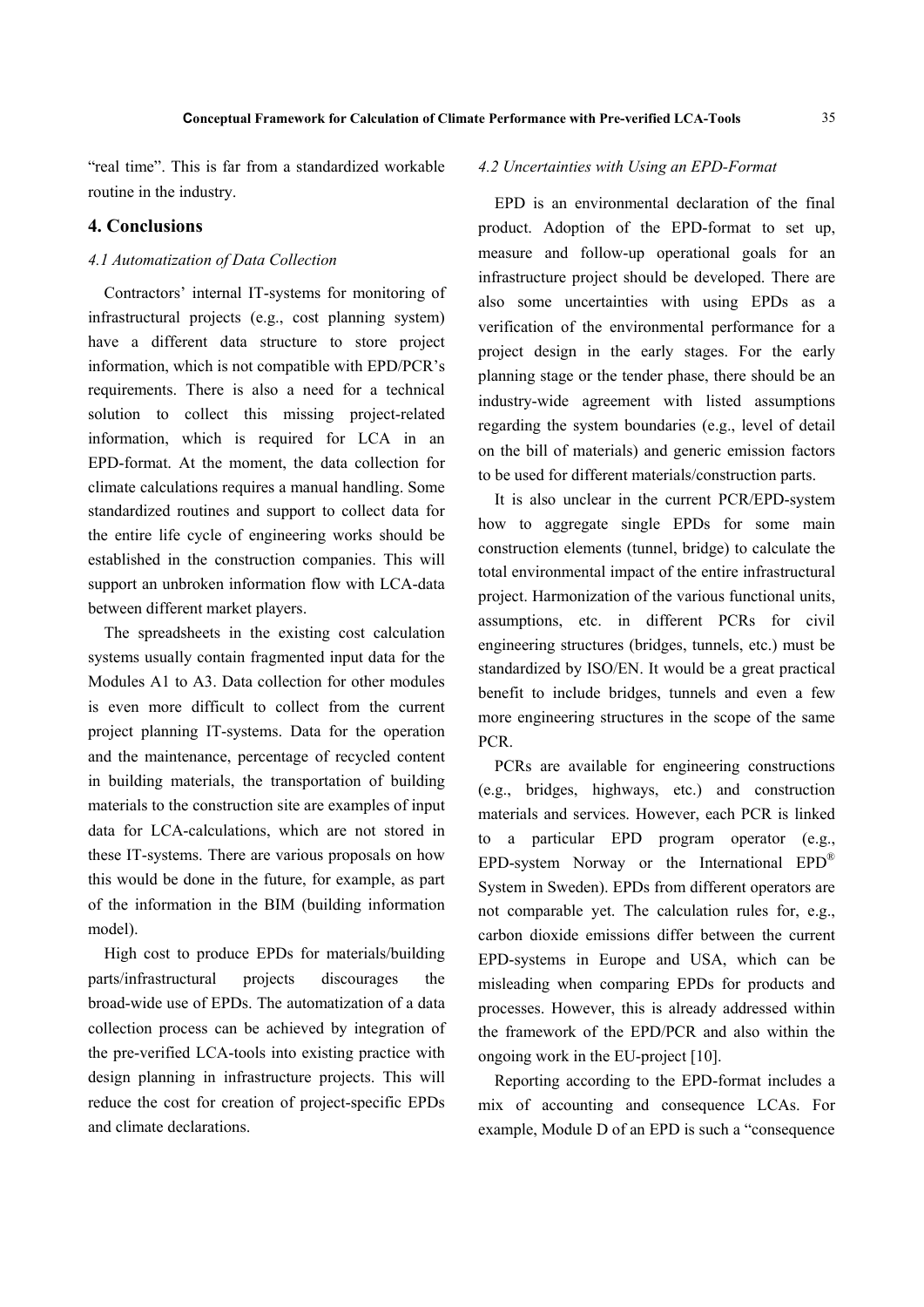"real time". This is far from a standardized workable routine in the industry.

## 4. Conclusions

### *4.1 Automatization of Data Collection*

Contractors' internal IT-systems for monitoring of infrastructural projects (e.g., cost planning system) have a different data structure to store project information, which is not compatible with EPD/PCR's requirements. There is also a need for a technical solution to collect this missing project-related information, which is required for LCA in an EPD-format. At the moment, the data collection for climate calculations requires a manual handling. Some standardized routines and support to collect data for the entire life cycle of engineering works should be established in the construction companies. This will support an unbroken information flow with LCA-data between different market players.

The spreadsheets in the existing cost calculation systems usually contain fragmented input data for the Modules A1 to A3. Data collection for other modules is even more difficult to collect from the current project planning IT-systems. Data for the operation and the maintenance, percentage of recycled content in building materials, the transportation of building materials to the construction site are examples of input data for LCA-calculations, which are not stored in these IT-systems. There are various proposals on how this would be done in the future, for example, as part of the information in the BIM (building information model).

High cost to produce EPDs for materials/building parts/infrastructural projects discourages the broad-wide use of EPDs. The automatization of a data collection process can be achieved by integration of the pre-verified LCA-tools into existing practice with design planning in infrastructure projects. This will reduce the cost for creation of project-specific EPDs and climate declarations.

### *4.2 Uncertainties with Using an EPD-Format*

EPD is an environmental declaration of the final product. Adoption of the EPD-format to set up, measure and follow-up operational goals for an infrastructure project should be developed. There are also some uncertainties with using EPDs as a verification of the environmental performance for a project design in the early stages. For the early planning stage or the tender phase, there should be an industry-wide agreement with listed assumptions regarding the system boundaries (e.g., level of detail on the bill of materials) and generic emission factors to be used for different materials/construction parts.

It is also unclear in the current PCR/EPD-system how to aggregate single EPDs for some main construction elements (tunnel, bridge) to calculate the total environmental impact of the entire infrastructural project. Harmonization of the various functional units, assumptions, etc. in different PCRs for civil engineering structures (bridges, tunnels, etc.) must be standardized by ISO/EN. It would be a great practical benefit to include bridges, tunnels and even a few more engineering structures in the scope of the same PCR.

PCRs are available for engineering constructions (e.g., bridges, highways, etc.) and construction materials and services. However, each PCR is linked to a particular EPD program operator (e.g., EPD-system Norway or the International EPD® System in Sweden). EPDs from different operators are not comparable yet. The calculation rules for, e.g., carbon dioxide emissions differ between the current EPD-systems in Europe and USA, which can be misleading when comparing EPDs for products and processes. However, this is already addressed within the framework of the EPD/PCR and also within the ongoing work in the EU-project [10].

Reporting according to the EPD-format includes a mix of accounting and consequence LCAs. For example, Module D of an EPD is such a "consequence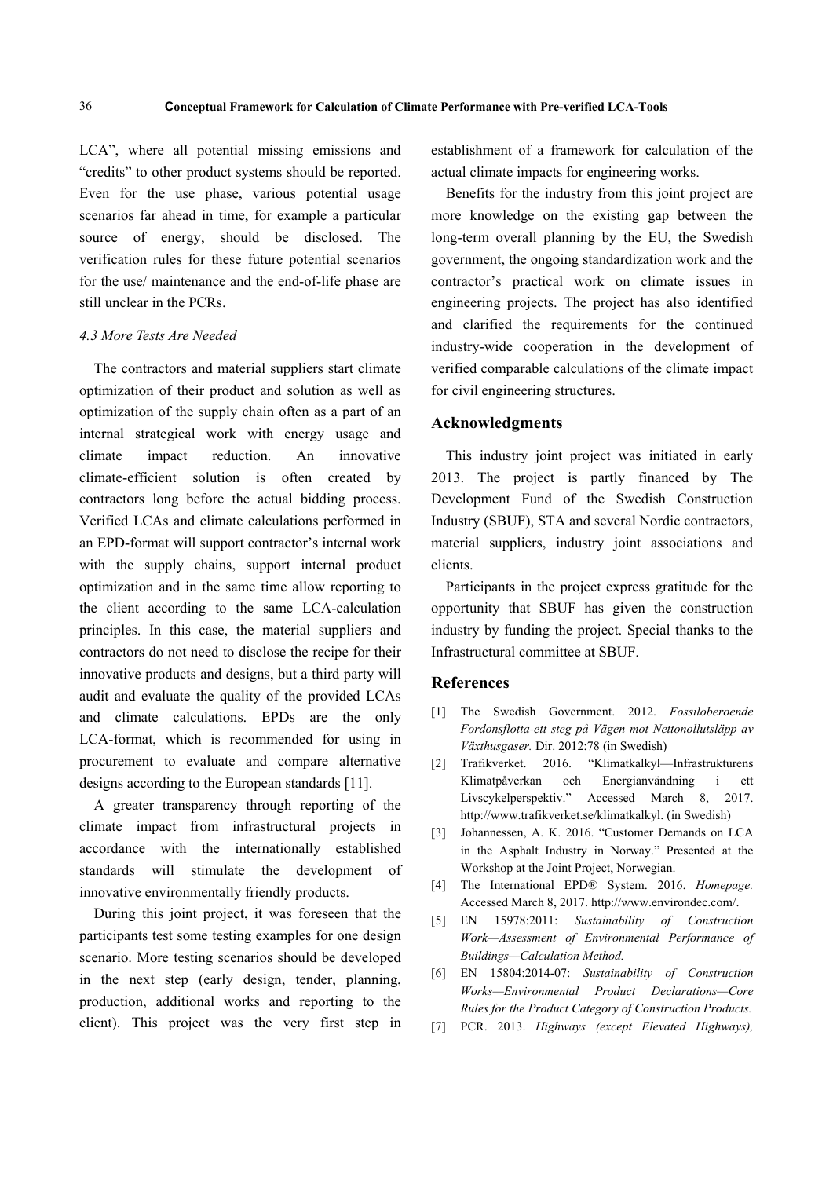LCA", where all potential missing emissions and "credits" to other product systems should be reported. Even for the use phase, various potential usage scenarios far ahead in time, for example a particular source of energy, should be disclosed. The verification rules for these future potential scenarios for the use/ maintenance and the end-of-life phase are still unclear in the PCRs.

### *4.3 More Tests Are Needed*

The contractors and material suppliers start climate optimization of their product and solution as well as optimization of the supply chain often as a part of an internal strategical work with energy usage and climate impact reduction. An innovative climate-efficient solution is often created by contractors long before the actual bidding process. Verified LCAs and climate calculations performed in an EPD-format will support contractor's internal work with the supply chains, support internal product optimization and in the same time allow reporting to the client according to the same LCA-calculation principles. In this case, the material suppliers and contractors do not need to disclose the recipe for their innovative products and designs, but a third party will audit and evaluate the quality of the provided LCAs and climate calculations. EPDs are the only LCA-format, which is recommended for using in procurement to evaluate and compare alternative designs according to the European standards [11].

A greater transparency through reporting of the climate impact from infrastructural projects in accordance with the internationally established standards will stimulate the development of innovative environmentally friendly products.

During this joint project, it was foreseen that the participants test some testing examples for one design scenario. More testing scenarios should be developed in the next step (early design, tender, planning, production, additional works and reporting to the client). This project was the very first step in establishment of a framework for calculation of the actual climate impacts for engineering works.

Benefits for the industry from this joint project are more knowledge on the existing gap between the long-term overall planning by the EU, the Swedish government, the ongoing standardization work and the contractor's practical work on climate issues in engineering projects. The project has also identified and clarified the requirements for the continued industry-wide cooperation in the development of verified comparable calculations of the climate impact for civil engineering structures.

## Acknowledgments

This industry joint project was initiated in early 2013. The project is partly financed by The Development Fund of the Swedish Construction Industry (SBUF), STA and several Nordic contractors, material suppliers, industry joint associations and clients.

Participants in the project express gratitude for the opportunity that SBUF has given the construction industry by funding the project. Special thanks to the Infrastructural committee at SBUF.

## References

[1] The Swedish Government. 2012. *Fossiloberoende Fordonsflotta-ett steg på Vägen mot Nettonollutsläpp av Växthusgaser.* Dir. 2012:78 (in Swedish)

[2] Trafikverket. 2016. "Klimatkalkyl—Infrastrukturens Klimatpåverkan och Energianvändning i ett Livscykelperspektiv." Accessed March 8, 2017. http://www.trafikverket.se/klimatkalkyl. (in Swedish)

[3] Johannessen, A. K. 2016. "Customer Demands on LCA in the Asphalt Industry in Norway." Presented at the Workshop at the Joint Project, Norwegian.

[4] The International EPD® System. 2016. *Homepage.* Accessed March 8, 2017. http://www.environdec.com/.

[5] EN 15978:2011: *Sustainability of Construction Work—Assessment of Environmental Performance of Buildings—Calculation Method.*

[6] EN 15804:2014-07: *Sustainability of Construction Works—Environmental Product Declarations—Core Rules for the Product Category of Construction Products.*

[7] PCR. 2013. *Highways (except Elevated Highways),*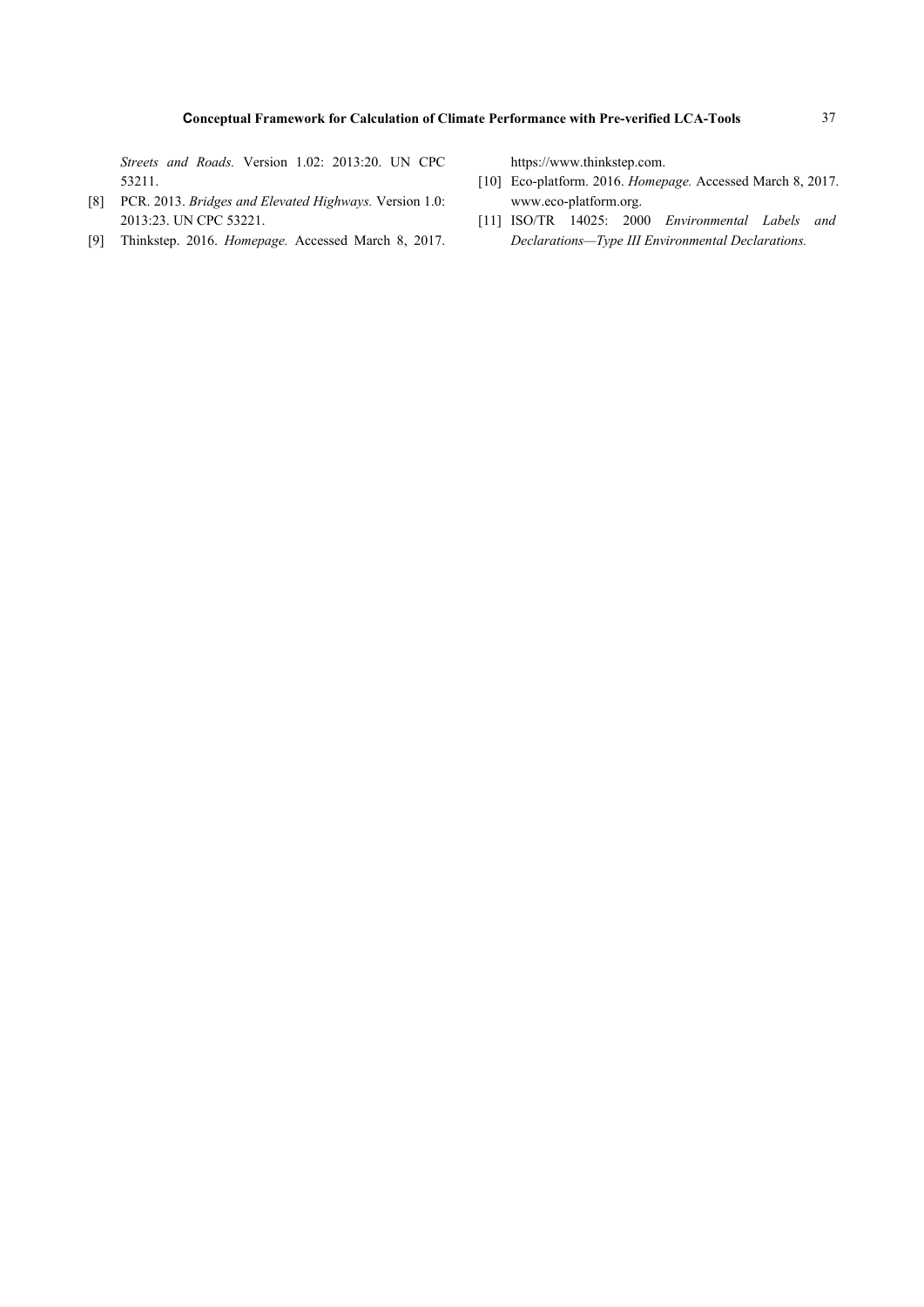*Streets and Roads.* Version 1.02: 2013:20. UN CPC 53211.

[8] PCR. 2013. *Bridges and Elevated Highways.* Version 1.0: 2013:23. UN CPC 53221.

[9] Thinkstep. 2016. *Homepage.* Accessed March 8, 2017. https://www.thinkstep.com.

[10] Eco-platform. 2016. *Homepage.* Accessed March 8, 2017. www.eco-platform.org.

[11] ISO/TR 14025: 2000 *Environmental Labels and Declarations—Type III Environmental Declarations.*